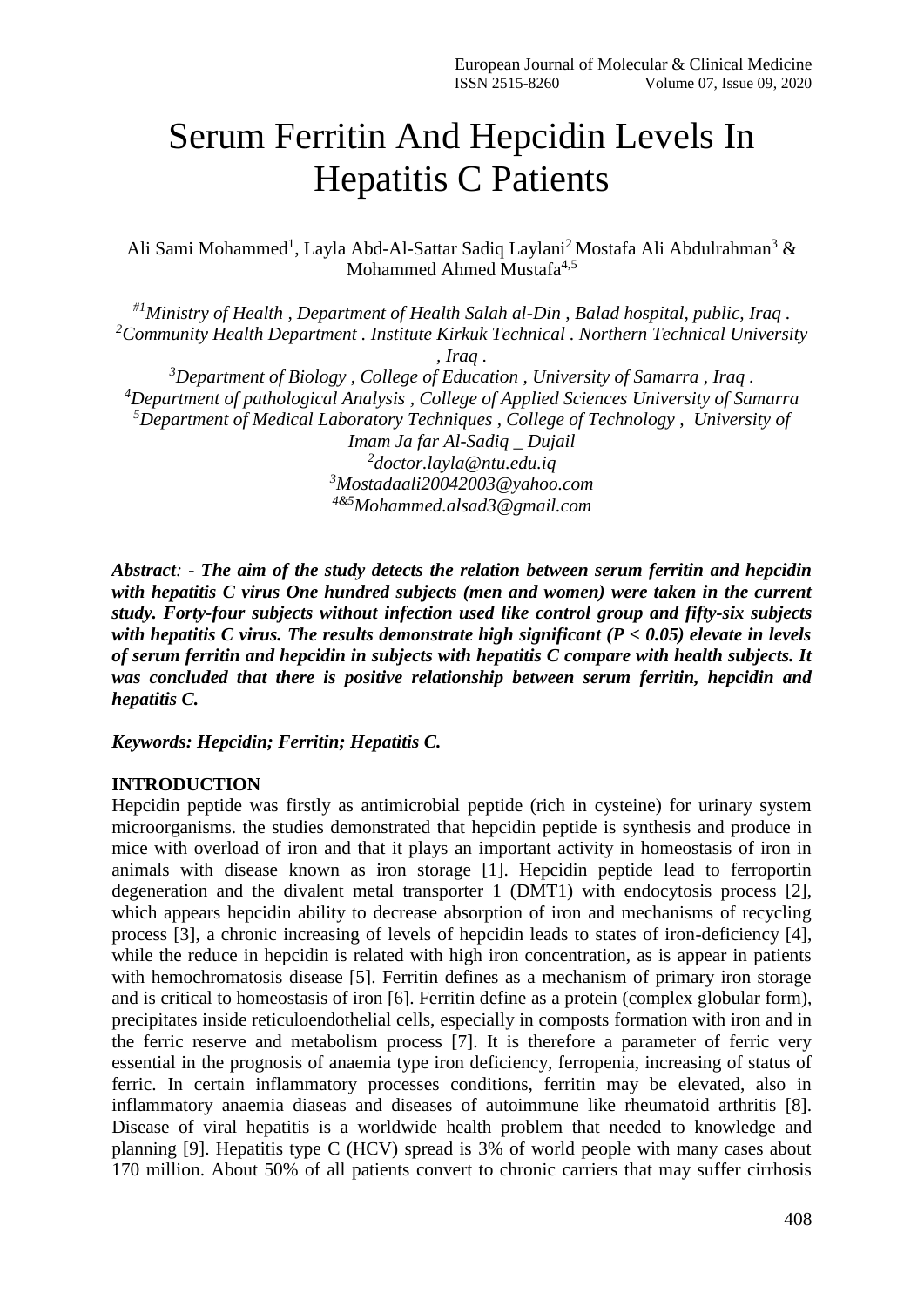# Serum Ferritin And Hepcidin Levels In Hepatitis C Patients

Ali Sami Mohammed[1], Layla Abd-Al-Sattar Sadiq Laylani[2] Mostafa Ali Abdulrahman[3] & Mohammed Ahmed Mustafa[4,5]

*[#1]Ministry of Health , Department of Health Salah al-Din , Balad hospital, public, Iraq .*
*[2]Community Health Department . Institute Kirkuk Technical . Northern Technical University , Iraq .*
*[3]Department of Biology , College of Education , University of Samarra , Iraq .*
*[4]Department of pathological Analysis , College of Applied Sciences University of Samarra*
*[5]Department of Medical Laboratory Techniques , College of Technology , University of Imam Ja far Al-Sadiq _ Dujail*
*[2]doctor.layla@ntu.edu.iq*
*[3]Mostadaali20042003@yahoo.com*
*[4&5]Mohammed.alsad3@gmail.com*

***Abstract**: - The aim of the study detects the relation between serum ferritin and hepcidin with hepatitis C virus One hundred subjects (men and women) were taken in the current study. Forty-four subjects without infection used like control group and fifty-six subjects with hepatitis C virus. The results demonstrate high significant ($P < 0.05$) elevate in levels of serum ferritin and hepcidin in subjects with hepatitis C compare with health subjects. It was concluded that there is positive relationship between serum ferritin, hepcidin and hepatitis C.*

***Keywords: Hepcidin; Ferritin; Hepatitis C.***

## INTRODUCTION

Hepcidin peptide was firstly as antimicrobial peptide (rich in cysteine) for urinary system microorganisms. the studies demonstrated that hepcidin peptide is synthesis and produce in mice with overload of iron and that it plays an important activity in homeostasis of iron in animals with disease known as iron storage [1]. Hepcidin peptide lead to ferroportin degeneration and the divalent metal transporter 1 (DMT1) with endocytosis process [2], which appears hepcidin ability to decrease absorption of iron and mechanisms of recycling process [3], a chronic increasing of levels of hepcidin leads to states of iron-deficiency [4], while the reduce in hepcidin is related with high iron concentration, as is appear in patients with hemochromatosis disease [5]. Ferritin defines as a mechanism of primary iron storage and is critical to homeostasis of iron [6]. Ferritin define as a protein (complex globular form), precipitates inside reticuloendothelial cells, especially in composts formation with iron and in the ferric reserve and metabolism process [7]. It is therefore a parameter of ferric very essential in the prognosis of anaemia type iron deficiency, ferropenia, increasing of status of ferric. In certain inflammatory processes conditions, ferritin may be elevated, also in inflammatory anaemia diaseas and diseases of autoimmune like rheumatoid arthritis [8]. Disease of viral hepatitis is a worldwide health problem that needed to knowledge and planning [9]. Hepatitis type C (HCV) spread is 3% of world people with many cases about 170 million. About 50% of all patients convert to chronic carriers that may suffer cirrhosis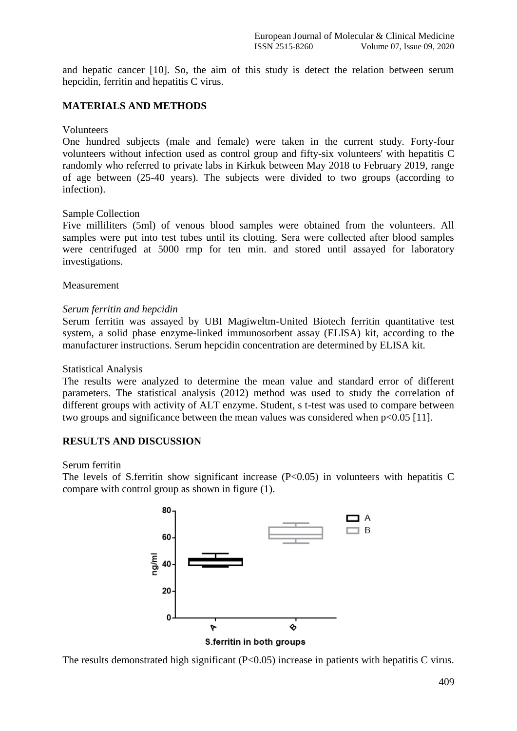and hepatic cancer [10]. So, the aim of this study is detect the relation between serum hepcidin, ferritin and hepatitis C virus.

## MATERIALS AND METHODS

Volunteers

One hundred subjects (male and female) were taken in the current study. Forty-four volunteers without infection used as control group and fifty-six volunteers' with hepatitis C randomly who referred to private labs in Kirkuk between May 2018 to February 2019, range of age between (25-40 years). The subjects were divided to two groups (according to infection).

Sample Collection

Five milliliters (5ml) of venous blood samples were obtained from the volunteers. All samples were put into test tubes until its clotting. Sera were collected after blood samples were centrifuged at 5000 rmp for ten min. and stored until assayed for laboratory investigations.

Measurement

*Serum ferritin and hepcidin*

Serum ferritin was assayed by UBI Magiweltm-United Biotech ferritin quantitative test system, a solid phase enzyme-linked immunosorbent assay (ELISA) kit, according to the manufacturer instructions. Serum hepcidin concentration are determined by ELISA kit.

Statistical Analysis

The results were analyzed to determine the mean value and standard error of different parameters. The statistical analysis (2012) method was used to study the correlation of different groups with activity of ALT enzyme. Student, s t-test was used to compare between two groups and significance between the mean values was considered when $p<0.05$ [11].

## RESULTS AND DISCUSSION

Serum ferritin

The levels of S.ferritin show significant increase ($P<0.05$) in volunteers with hepatitis C compare with control group as shown in figure (1).

S.ferritin in both groups

The results demonstrated high significant ($P<0.05$) increase in patients with hepatitis C virus.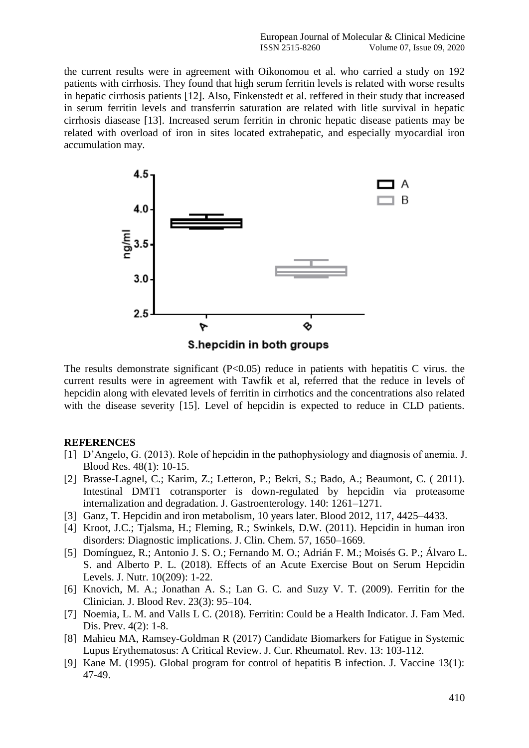the current results were in agreement with Oikonomou et al. who carried a study on 192 patients with cirrhosis. They found that high serum ferritin levels is related with worse results in hepatic cirrhosis patients [12]. Also, Finkenstedt et al. reffered in their study that increased in serum ferritin levels and transferrin saturation are related with litle survival in hepatic cirrhosis diasease [13]. Increased serum ferritin in chronic hepatic disease patients may be related with overload of iron in sites located extrahepatic, and especially myocardial iron accumulation may.

S.hepcidin in both groups

The results demonstrate significant ($P<0.05$) reduce in patients with hepatitis C virus. the current results were in agreement with Tawfik et al, referred that the reduce in levels of hepcidin along with elevated levels of ferritin in cirrhotics and the concentrations also related with the disease severity [15]. Level of hepcidin is expected to reduce in CLD patients.

**REFERENCES**

[1] D'Angelo, G. (2013). Role of hepcidin in the pathophysiology and diagnosis of anemia. J. Blood Res. 48(1): 10-15.

[2] Brasse-Lagnel, C.; Karim, Z.; Letteron, P.; Bekri, S.; Bado, A.; Beaumont, C. ( 2011). Intestinal DMT1 cotransporter is down-regulated by hepcidin via proteasome internalization and degradation. J. Gastroenterology. 140: 1261–1271.

[3] Ganz, T. Hepcidin and iron metabolism, 10 years later. Blood 2012, 117, 4425–4433.

[4] Kroot, J.C.; Tjalsma, H.; Fleming, R.; Swinkels, D.W. (2011). Hepcidin in human iron disorders: Diagnostic implications. J. Clin. Chem. 57, 1650–1669.

[5] Domínguez, R.; Antonio J. S. O.; Fernando M. O.; Adrián F. M.; Moisés G. P.; Álvaro L. S. and Alberto P. L. (2018). Effects of an Acute Exercise Bout on Serum Hepcidin Levels. J. Nutr. 10(209): 1-22.

[6] Knovich, M. A.; Jonathan A. S.; Lan G. C. and Suzy V. T. (2009). Ferritin for the Clinician. J. Blood Rev. 23(3): 95–104.

[7] Noemia, L. M. and Valls L C. (2018). Ferritin: Could be a Health Indicator. J. Fam Med. Dis. Prev. 4(2): 1-8.

[8] Mahieu MA, Ramsey-Goldman R (2017) Candidate Biomarkers for Fatigue in Systemic Lupus Erythematosus: A Critical Review. J. Cur. Rheumatol. Rev. 13: 103-112.

[9] Kane M. (1995). Global program for control of hepatitis B infection. J. Vaccine 13(1): 47-49.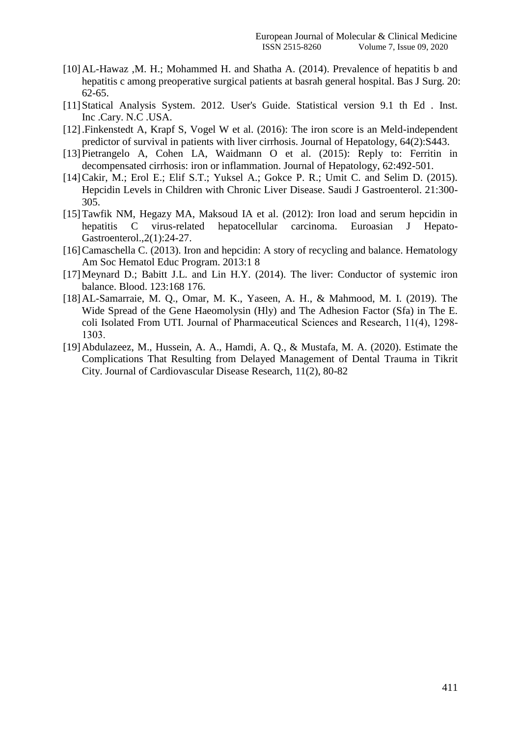[10] AL-Hawaz ,M. H.; Mohammed H. and Shatha A. (2014). Prevalence of hepatitis b and hepatitis c among preoperative surgical patients at basrah general hospital. Bas J Surg. 20: 62-65.

[11] Statical Analysis System. 2012. User's Guide. Statistical version 9.1 th Ed . Inst. Inc .Cary. N.C .USA.

[12] .Finkenstedt A, Krapf S, Vogel W et al. (2016): The iron score is an Meld-independent predictor of survival in patients with liver cirrhosis. Journal of Hepatology, 64(2):S443.

[13] Pietrangelo A, Cohen LA, Waidmann O et al. (2015): Reply to: Ferritin in decompensated cirrhosis: iron or inflammation. Journal of Hepatology, 62:492-501.

[14] Cakir, M.; Erol E.; Elif S.T.; Yuksel A.; Gokce P. R.; Umit C. and Selim D. (2015). Hepcidin Levels in Children with Chronic Liver Disease. Saudi J Gastroenterol. 21:300-305.

[15] Tawfik NM, Hegazy MA, Maksoud IA et al. (2012): Iron load and serum hepcidin in hepatitis C virus-related hepatocellular carcinoma. Euroasian J Hepato-Gastroenterol.,2(1):24-27.

[16] Camaschella C. (2013). Iron and hepcidin: A story of recycling and balance. Hematology Am Soc Hematol Educ Program. 2013:1 8

[17] Meynard D.; Babitt J.L. and Lin H.Y. (2014). The liver: Conductor of systemic iron balance. Blood. 123:168 176.

[18] AL-Samarraie, M. Q., Omar, M. K., Yaseen, A. H., & Mahmood, M. I. (2019). The Wide Spread of the Gene Haeomolysin (Hly) and The Adhesion Factor (Sfa) in The E. coli Isolated From UTI. Journal of Pharmaceutical Sciences and Research, 11(4), 1298-1303.

[19] Abdulazeez, M., Hussein, A. A., Hamdi, A. Q., & Mustafa, M. A. (2020). Estimate the Complications That Resulting from Delayed Management of Dental Trauma in Tikrit City. Journal of Cardiovascular Disease Research, 11(2), 80-82